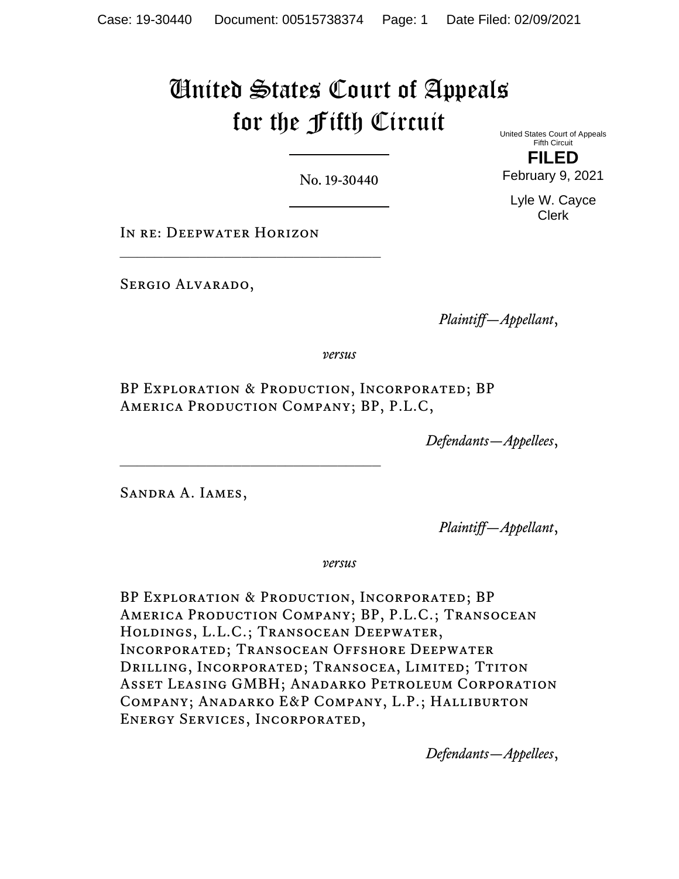# United States Court of Appeals for the Fifth Circuit

United States Court of Appeals
Fifth Circuit

**FILED**

February 9, 2021

Lyle W. Cayce
Clerk

No. 19-30440

IN RE: DEEPWATER HORIZON

---

SERGIO ALVARADO,

*Plaintiff—Appellant*,

*versus*

BP EXPLORATION & PRODUCTION, INCORPORATED; BP AMERICA PRODUCTION COMPANY; BP, P.L.C,

*Defendants—Appellees*,

---

SANDRA A. IAMES,

*Plaintiff—Appellant*,

*versus*

BP EXPLORATION & PRODUCTION, INCORPORATED; BP AMERICA PRODUCTION COMPANY; BP, P.L.C.; TRANSOCEAN HOLDINGS, L.L.C.; TRANSOCEAN DEEPWATER, INCORPORATED; TRANSOCEAN OFFSHORE DEEPWATER DRILLING, INCORPORATED; TRANSOCEA, LIMITED; TTITON ASSET LEASING GMBH; ANADARKO PETROLEUM CORPORATION COMPANY; ANADARKO E&P COMPANY, L.P.; HALLIBURTON ENERGY SERVICES, INCORPORATED,

*Defendants—Appellees*,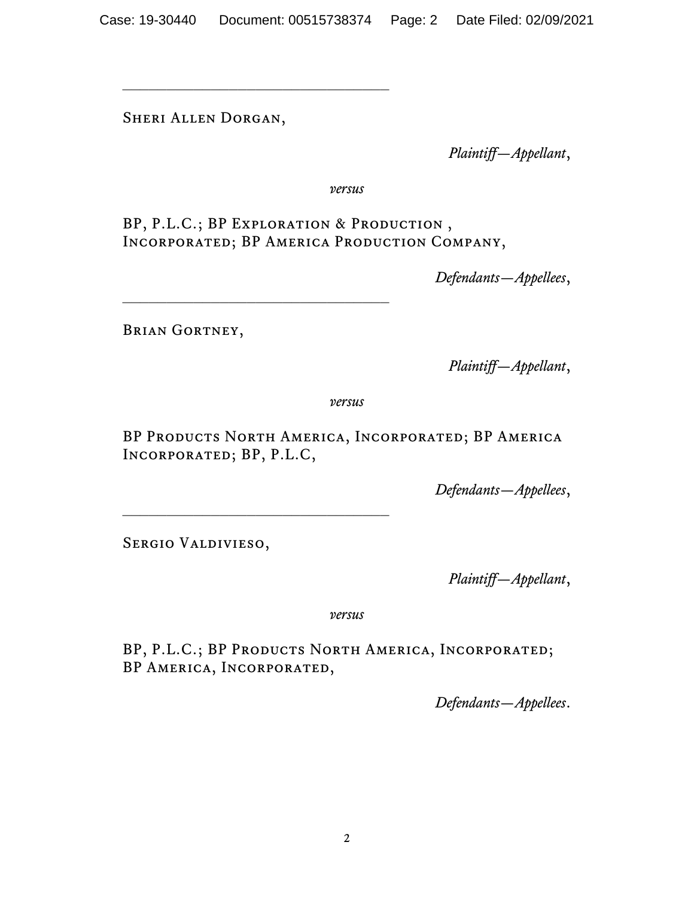---

SHERI ALLEN DORGAN,

*Plaintiff—Appellant*,

*versus*

BP, P.L.C.; BP EXPLORATION & PRODUCTION , INCORPORATED; BP AMERICA PRODUCTION COMPANY,

*Defendants—Appellees*,

---

BRIAN GORTNEY,

*Plaintiff—Appellant*,

*versus*

BP PRODUCTS NORTH AMERICA, INCORPORATED; BP AMERICA INCORPORATED; BP, P.L.C,

*Defendants—Appellees*,

---

SERGIO VALDIVIESO,

*Plaintiff—Appellant*,

*versus*

BP, P.L.C.; BP PRODUCTS NORTH AMERICA, INCORPORATED; BP AMERICA, INCORPORATED,

*Defendants—Appellees*.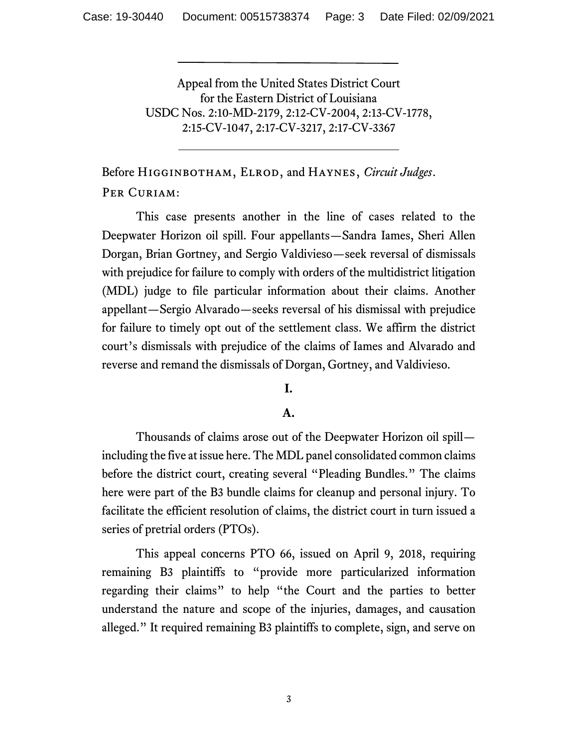Appeal from the United States District Court
for the Eastern District of Louisiana
USDC Nos. 2:10-MD-2179, 2:12-CV-2004, 2:13-CV-1778,
2:15-CV-1047, 2:17-CV-3217, 2:17-CV-3367

---

Before Higginbotham, Elrod, and Haynes, *Circuit Judges*.

Per Curiam:

This case presents another in the line of cases related to the Deepwater Horizon oil spill. Four appellants—Sandra Iames, Sheri Allen Dorgan, Brian Gortney, and Sergio Valdivieso—seek reversal of dismissals with prejudice for failure to comply with orders of the multidistrict litigation (MDL) judge to file particular information about their claims. Another appellant—Sergio Alvarado—seeks reversal of his dismissal with prejudice for failure to timely opt out of the settlement class. We affirm the district court's dismissals with prejudice of the claims of Iames and Alvarado and reverse and remand the dismissals of Dorgan, Gortney, and Valdivieso.

## I.

### A.

Thousands of claims arose out of the Deepwater Horizon oil spill—including the five at issue here. The MDL panel consolidated common claims before the district court, creating several "Pleading Bundles." The claims here were part of the B3 bundle claims for cleanup and personal injury. To facilitate the efficient resolution of claims, the district court in turn issued a series of pretrial orders (PTOs).

This appeal concerns PTO 66, issued on April 9, 2018, requiring remaining B3 plaintiffs to "provide more particularized information regarding their claims" to help "the Court and the parties to better understand the nature and scope of the injuries, damages, and causation alleged." It required remaining B3 plaintiffs to complete, sign, and serve on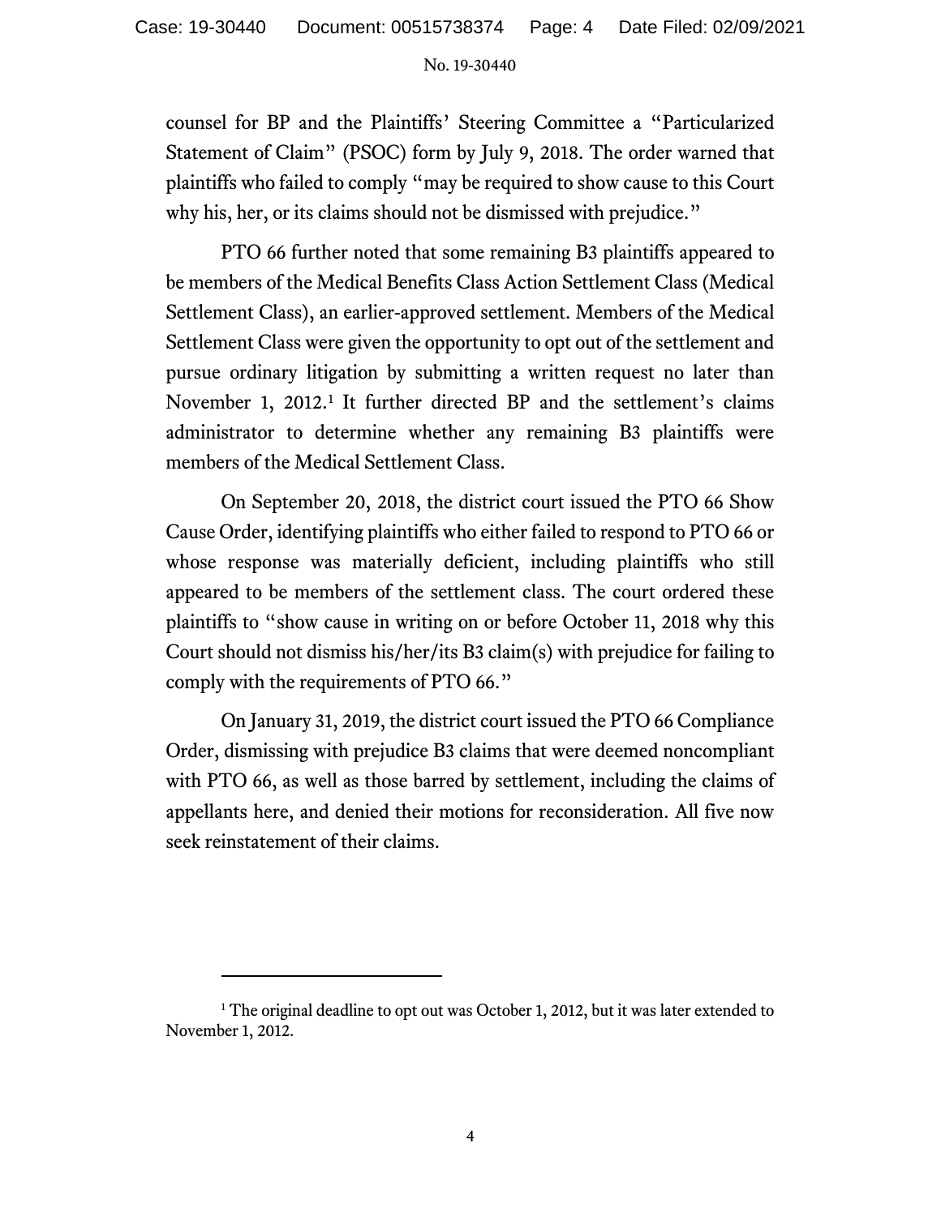counsel for BP and the Plaintiffs' Steering Committee a "Particularized Statement of Claim" (PSOC) form by July 9, 2018. The order warned that plaintiffs who failed to comply "may be required to show cause to this Court why his, her, or its claims should not be dismissed with prejudice."

PTO 66 further noted that some remaining B3 plaintiffs appeared to be members of the Medical Benefits Class Action Settlement Class (Medical Settlement Class), an earlier-approved settlement. Members of the Medical Settlement Class were given the opportunity to opt out of the settlement and pursue ordinary litigation by submitting a written request no later than November 1, 2012.[1] It further directed BP and the settlement's claims administrator to determine whether any remaining B3 plaintiffs were members of the Medical Settlement Class.

On September 20, 2018, the district court issued the PTO 66 Show Cause Order, identifying plaintiffs who either failed to respond to PTO 66 or whose response was materially deficient, including plaintiffs who still appeared to be members of the settlement class. The court ordered these plaintiffs to "show cause in writing on or before October 11, 2018 why this Court should not dismiss his/her/its B3 claim(s) with prejudice for failing to comply with the requirements of PTO 66."

On January 31, 2019, the district court issued the PTO 66 Compliance Order, dismissing with prejudice B3 claims that were deemed noncompliant with PTO 66, as well as those barred by settlement, including the claims of appellants here, and denied their motions for reconsideration. All five now seek reinstatement of their claims.

---

[1] The original deadline to opt out was October 1, 2012, but it was later extended to November 1, 2012.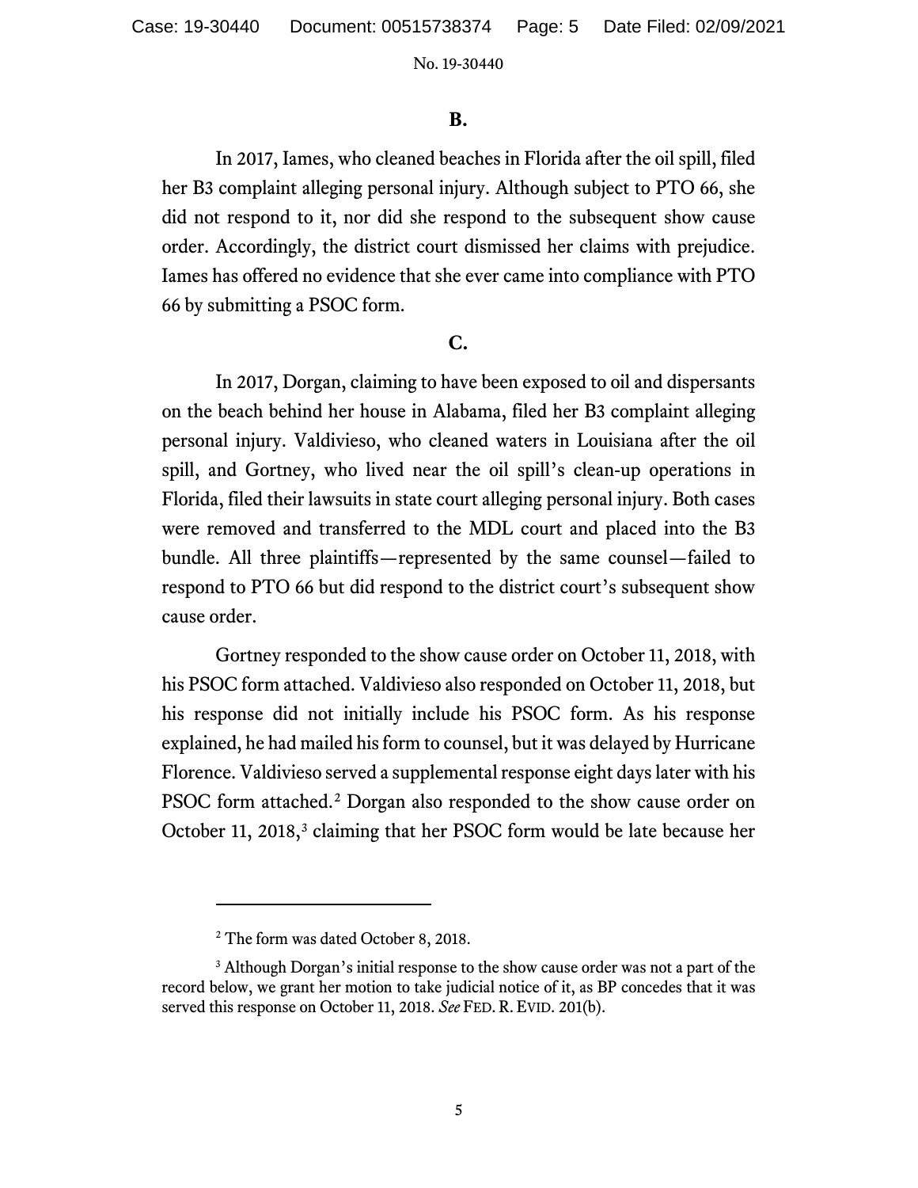**B.**

In 2017, Iames, who cleaned beaches in Florida after the oil spill, filed her B3 complaint alleging personal injury. Although subject to PTO 66, she did not respond to it, nor did she respond to the subsequent show cause order. Accordingly, the district court dismissed her claims with prejudice. Iames has offered no evidence that she ever came into compliance with PTO 66 by submitting a PSOC form.

**C.**

In 2017, Dorgan, claiming to have been exposed to oil and dispersants on the beach behind her house in Alabama, filed her B3 complaint alleging personal injury. Valdivieso, who cleaned waters in Louisiana after the oil spill, and Gortney, who lived near the oil spill's clean-up operations in Florida, filed their lawsuits in state court alleging personal injury. Both cases were removed and transferred to the MDL court and placed into the B3 bundle. All three plaintiffs—represented by the same counsel—failed to respond to PTO 66 but did respond to the district court's subsequent show cause order.

Gortney responded to the show cause order on October 11, 2018, with his PSOC form attached. Valdivieso also responded on October 11, 2018, but his response did not initially include his PSOC form. As his response explained, he had mailed his form to counsel, but it was delayed by Hurricane Florence. Valdivieso served a supplemental response eight days later with his PSOC form attached.[2] Dorgan also responded to the show cause order on October 11, 2018,[3] claiming that her PSOC form would be late because her

---

[2] The form was dated October 8, 2018.

[3] Although Dorgan's initial response to the show cause order was not a part of the record below, we grant her motion to take judicial notice of it, as BP concedes that it was served this response on October 11, 2018. *See* FED. R. EVID. 201(b).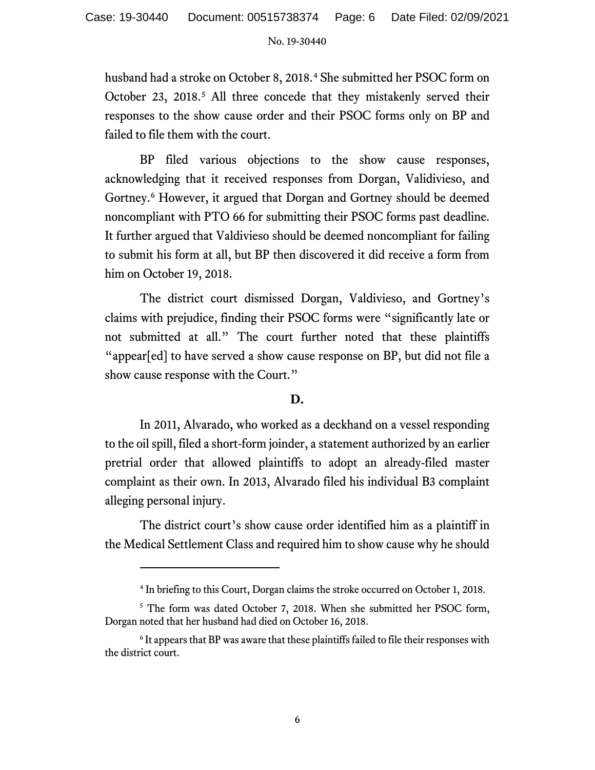husband had a stroke on October 8, 2018.[4] She submitted her PSOC form on October 23, 2018.[5] All three concede that they mistakenly served their responses to the show cause order and their PSOC forms only on BP and failed to file them with the court.

BP filed various objections to the show cause responses, acknowledging that it received responses from Dorgan, Validivieso, and Gortney.[6] However, it argued that Dorgan and Gortney should be deemed noncompliant with PTO 66 for submitting their PSOC forms past deadline. It further argued that Valdivieso should be deemed noncompliant for failing to submit his form at all, but BP then discovered it did receive a form from him on October 19, 2018.

The district court dismissed Dorgan, Valdivieso, and Gortney's claims with prejudice, finding their PSOC forms were "significantly late or not submitted at all." The court further noted that these plaintiffs "appear[ed] to have served a show cause response on BP, but did not file a show cause response with the Court."

**D.**

In 2011, Alvarado, who worked as a deckhand on a vessel responding to the oil spill, filed a short-form joinder, a statement authorized by an earlier pretrial order that allowed plaintiffs to adopt an already-filed master complaint as their own. In 2013, Alvarado filed his individual B3 complaint alleging personal injury.

The district court's show cause order identified him as a plaintiff in the Medical Settlement Class and required him to show cause why he should

---

[4] In briefing to this Court, Dorgan claims the stroke occurred on October 1, 2018.

[5] The form was dated October 7, 2018. When she submitted her PSOC form, Dorgan noted that her husband had died on October 16, 2018.

[6] It appears that BP was aware that these plaintiffs failed to file their responses with the district court.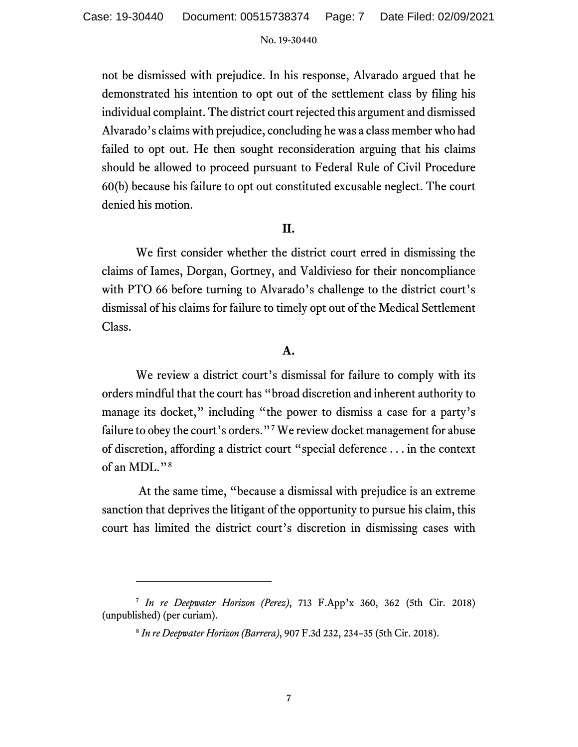not be dismissed with prejudice. In his response, Alvarado argued that he demonstrated his intention to opt out of the settlement class by filing his individual complaint. The district court rejected this argument and dismissed Alvarado's claims with prejudice, concluding he was a class member who had failed to opt out. He then sought reconsideration arguing that his claims should be allowed to proceed pursuant to Federal Rule of Civil Procedure 60(b) because his failure to opt out constituted excusable neglect. The court denied his motion.

## II.

We first consider whether the district court erred in dismissing the claims of Iames, Dorgan, Gortney, and Valdivieso for their noncompliance with PTO 66 before turning to Alvarado's challenge to the district court's dismissal of his claims for failure to timely opt out of the Medical Settlement Class.

### A.

We review a district court's dismissal for failure to comply with its orders mindful that the court has "broad discretion and inherent authority to manage its docket," including "the power to dismiss a case for a party's failure to obey the court's orders."[7] We review docket management for abuse of discretion, affording a district court "special deference . . . in the context of an MDL."[8]

At the same time, "because a dismissal with prejudice is an extreme sanction that deprives the litigant of the opportunity to pursue his claim, this court has limited the district court's discretion in dismissing cases with

---

[7] *In re Deepwater Horizon (Perez)*, 713 F.App'x 360, 362 (5th Cir. 2018) (unpublished) (per curiam).

[8] *In re Deepwater Horizon (Barrera)*, 907 F.3d 232, 234–35 (5th Cir. 2018).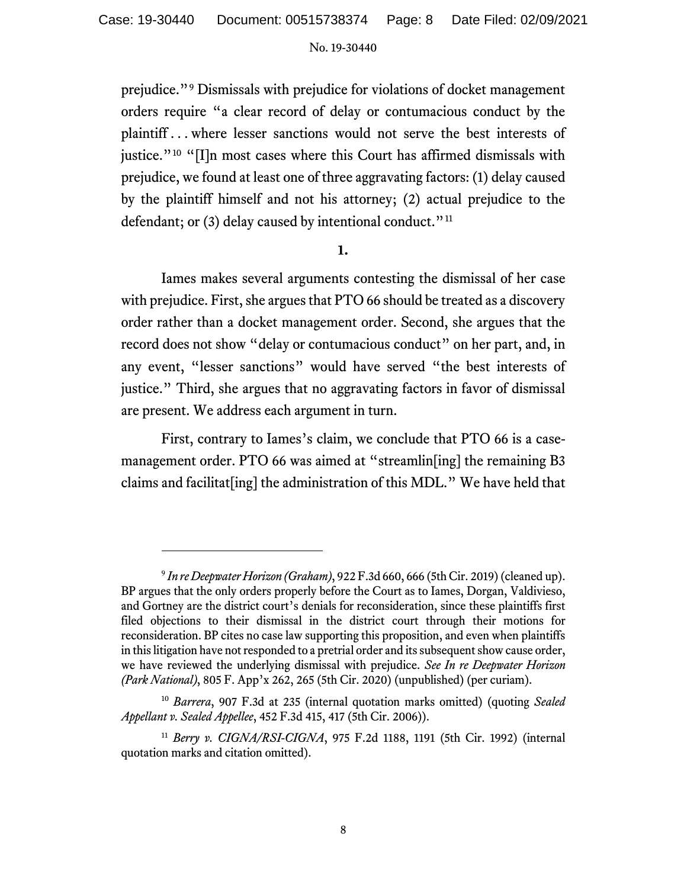prejudice."[9] Dismissals with prejudice for violations of docket management orders require "a clear record of delay or contumacious conduct by the plaintiff . . . where lesser sanctions would not serve the best interests of justice."[10] "[I]n most cases where this Court has affirmed dismissals with prejudice, we found at least one of three aggravating factors: (1) delay caused by the plaintiff himself and not his attorney; (2) actual prejudice to the defendant; or (3) delay caused by intentional conduct."[11]

**1.**

Iames makes several arguments contesting the dismissal of her case with prejudice. First, she argues that PTO 66 should be treated as a discovery order rather than a docket management order. Second, she argues that the record does not show "delay or contumacious conduct" on her part, and, in any event, "lesser sanctions" would have served "the best interests of justice." Third, she argues that no aggravating factors in favor of dismissal are present. We address each argument in turn.

First, contrary to Iames's claim, we conclude that PTO 66 is a case-management order. PTO 66 was aimed at "streamlin[ing] the remaining B3 claims and facilitat[ing] the administration of this MDL." We have held that

---

[9] *In re Deepwater Horizon (Graham)*, 922 F.3d 660, 666 (5th Cir. 2019) (cleaned up). BP argues that the only orders properly before the Court as to Iames, Dorgan, Valdivieso, and Gortney are the district court's denials for reconsideration, since these plaintiffs first filed objections to their dismissal in the district court through their motions for reconsideration. BP cites no case law supporting this proposition, and even when plaintiffs in this litigation have not responded to a pretrial order and its subsequent show cause order, we have reviewed the underlying dismissal with prejudice. *See In re Deepwater Horizon (Park National)*, 805 F. App'x 262, 265 (5th Cir. 2020) (unpublished) (per curiam).

[10] *Barrera*, 907 F.3d at 235 (internal quotation marks omitted) (quoting *Sealed Appellant v. Sealed Appellee*, 452 F.3d 415, 417 (5th Cir. 2006)).

[11] *Berry v. CIGNA/RSI-CIGNA*, 975 F.2d 1188, 1191 (5th Cir. 1992) (internal quotation marks and citation omitted).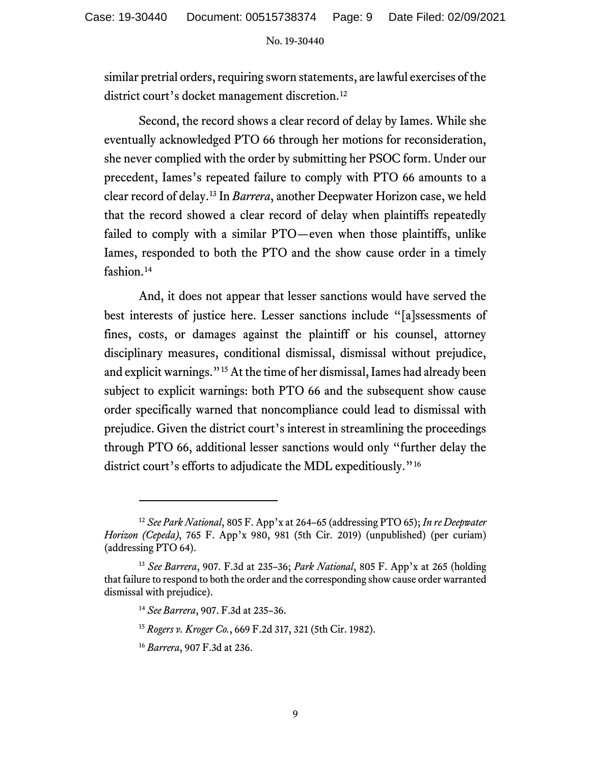similar pretrial orders, requiring sworn statements, are lawful exercises of the district court's docket management discretion.[12]

Second, the record shows a clear record of delay by Iames. While she eventually acknowledged PTO 66 through her motions for reconsideration, she never complied with the order by submitting her PSOC form. Under our precedent, Iames's repeated failure to comply with PTO 66 amounts to a clear record of delay.[13] In *Barrera*, another Deepwater Horizon case, we held that the record showed a clear record of delay when plaintiffs repeatedly failed to comply with a similar PTO—even when those plaintiffs, unlike Iames, responded to both the PTO and the show cause order in a timely fashion.[14]

And, it does not appear that lesser sanctions would have served the best interests of justice here. Lesser sanctions include "[a]ssessments of fines, costs, or damages against the plaintiff or his counsel, attorney disciplinary measures, conditional dismissal, dismissal without prejudice, and explicit warnings."[15] At the time of her dismissal, Iames had already been subject to explicit warnings: both PTO 66 and the subsequent show cause order specifically warned that noncompliance could lead to dismissal with prejudice. Given the district court's interest in streamlining the proceedings through PTO 66, additional lesser sanctions would only "further delay the district court's efforts to adjudicate the MDL expeditiously."[16]

---

[12] *See Park National*, 805 F. App'x at 264–65 (addressing PTO 65); *In re Deepwater Horizon (Cepeda)*, 765 F. App'x 980, 981 (5th Cir. 2019) (unpublished) (per curiam) (addressing PTO 64).

[13] *See Barrera*, 907. F.3d at 235–36; *Park National*, 805 F. App'x at 265 (holding that failure to respond to both the order and the corresponding show cause order warranted dismissal with prejudice).

[14] *See Barrera*, 907. F.3d at 235–36.

[15] *Rogers v. Kroger Co.*, 669 F.2d 317, 321 (5th Cir. 1982).

[16] *Barrera*, 907 F.3d at 236.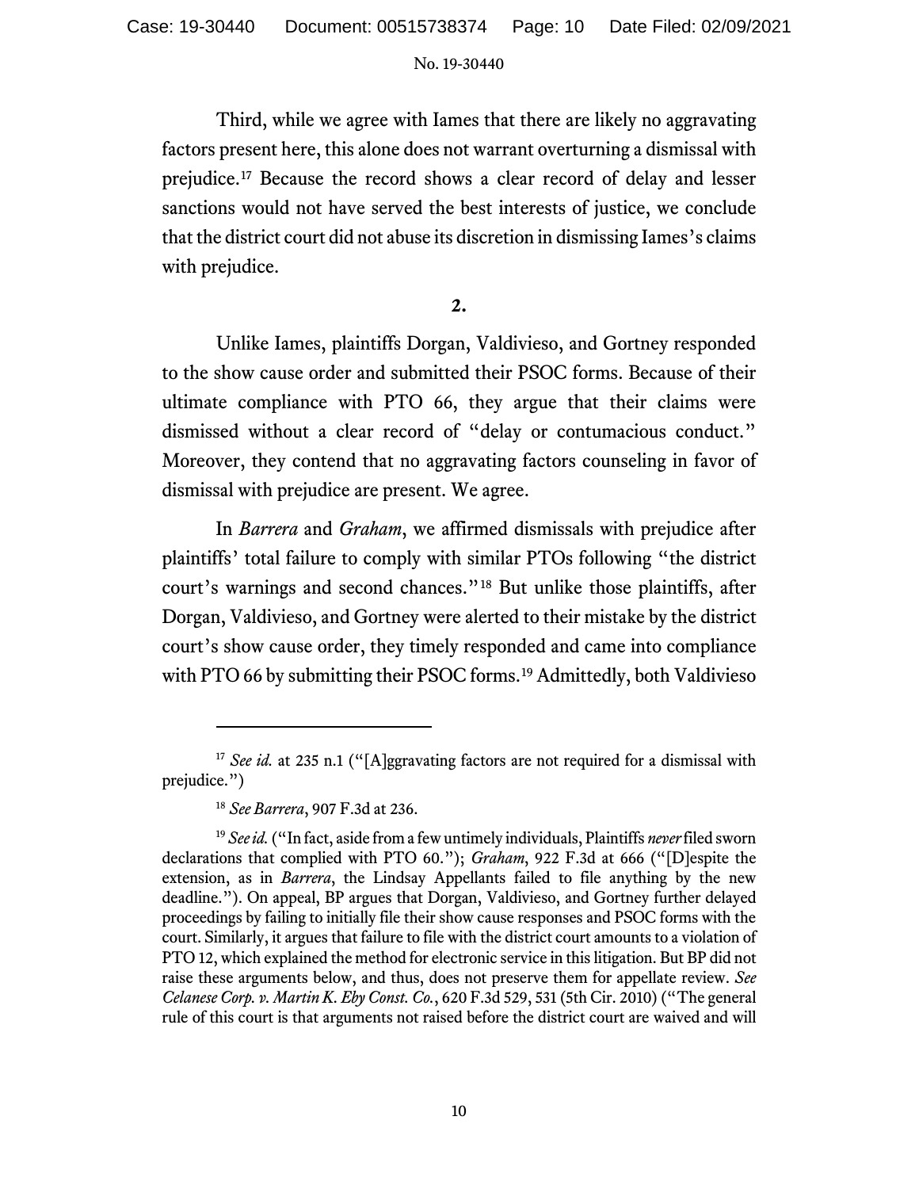Third, while we agree with Iames that there are likely no aggravating factors present here, this alone does not warrant overturning a dismissal with prejudice.[17] Because the record shows a clear record of delay and lesser sanctions would not have served the best interests of justice, we conclude that the district court did not abuse its discretion in dismissing Iames's claims with prejudice.

**2.**

Unlike Iames, plaintiffs Dorgan, Valdivieso, and Gortney responded to the show cause order and submitted their PSOC forms. Because of their ultimate compliance with PTO 66, they argue that their claims were dismissed without a clear record of "delay or contumacious conduct." Moreover, they contend that no aggravating factors counseling in favor of dismissal with prejudice are present. We agree.

In *Barrera* and *Graham*, we affirmed dismissals with prejudice after plaintiffs' total failure to comply with similar PTOs following "the district court's warnings and second chances."[18] But unlike those plaintiffs, after Dorgan, Valdivieso, and Gortney were alerted to their mistake by the district court's show cause order, they timely responded and came into compliance with PTO 66 by submitting their PSOC forms.[19] Admittedly, both Valdivieso

---

[17] *See id.* at 235 n.1 ("[A]ggravating factors are not required for a dismissal with prejudice.")

[18] *See Barrera*, 907 F.3d at 236.

[19] *See id.* ("In fact, aside from a few untimely individuals, Plaintiffs *never* filed sworn declarations that complied with PTO 60."); *Graham*, 922 F.3d at 666 ("[D]espite the extension, as in *Barrera*, the Lindsay Appellants failed to file anything by the new deadline."). On appeal, BP argues that Dorgan, Valdivieso, and Gortney further delayed proceedings by failing to initially file their show cause responses and PSOC forms with the court. Similarly, it argues that failure to file with the district court amounts to a violation of PTO 12, which explained the method for electronic service in this litigation. But BP did not raise these arguments below, and thus, does not preserve them for appellate review. *See Celanese Corp. v. Martin K. Eby Const. Co.*, 620 F.3d 529, 531 (5th Cir. 2010) ("The general rule of this court is that arguments not raised before the district court are waived and will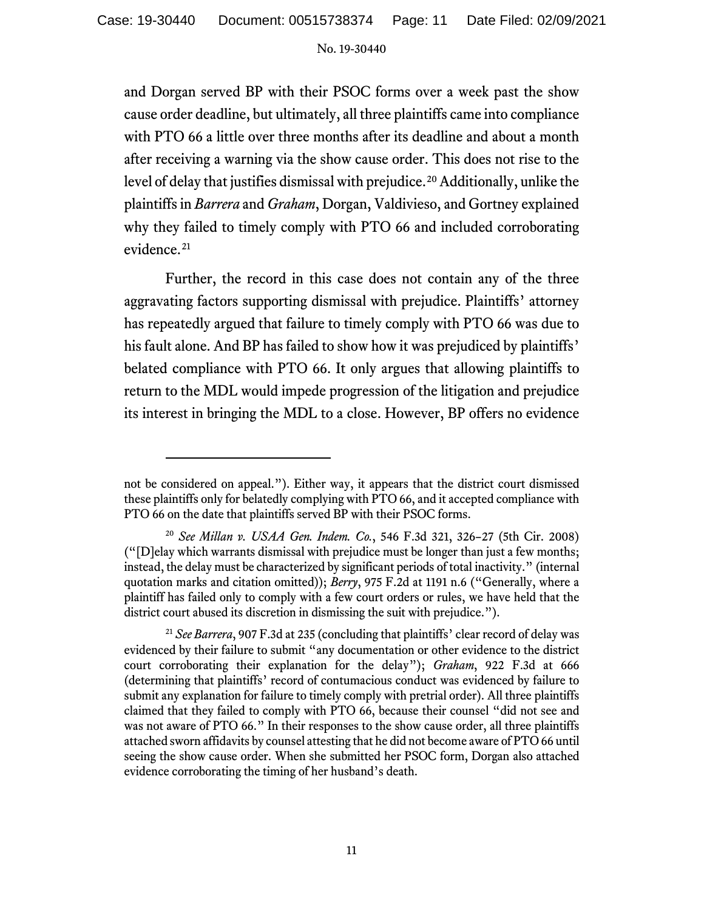and Dorgan served BP with their PSOC forms over a week past the show cause order deadline, but ultimately, all three plaintiffs came into compliance with PTO 66 a little over three months after its deadline and about a month after receiving a warning via the show cause order. This does not rise to the level of delay that justifies dismissal with prejudice.[20] Additionally, unlike the plaintiffs in *Barrera* and *Graham*, Dorgan, Valdivieso, and Gortney explained why they failed to timely comply with PTO 66 and included corroborating evidence.[21]

Further, the record in this case does not contain any of the three aggravating factors supporting dismissal with prejudice. Plaintiffs' attorney has repeatedly argued that failure to timely comply with PTO 66 was due to his fault alone. And BP has failed to show how it was prejudiced by plaintiffs' belated compliance with PTO 66. It only argues that allowing plaintiffs to return to the MDL would impede progression of the litigation and prejudice its interest in bringing the MDL to a close. However, BP offers no evidence

---

not be considered on appeal."). Either way, it appears that the district court dismissed these plaintiffs only for belatedly complying with PTO 66, and it accepted compliance with PTO 66 on the date that plaintiffs served BP with their PSOC forms.

[20] *See Millan v. USAA Gen. Indem. Co.*, 546 F.3d 321, 326–27 (5th Cir. 2008) ("[D]elay which warrants dismissal with prejudice must be longer than just a few months; instead, the delay must be characterized by significant periods of total inactivity." (internal quotation marks and citation omitted)); *Berry*, 975 F.2d at 1191 n.6 ("Generally, where a plaintiff has failed only to comply with a few court orders or rules, we have held that the district court abused its discretion in dismissing the suit with prejudice.").

[21] *See Barrera*, 907 F.3d at 235 (concluding that plaintiffs' clear record of delay was evidenced by their failure to submit "any documentation or other evidence to the district court corroborating their explanation for the delay"); *Graham*, 922 F.3d at 666 (determining that plaintiffs' record of contumacious conduct was evidenced by failure to submit any explanation for failure to timely comply with pretrial order). All three plaintiffs claimed that they failed to comply with PTO 66, because their counsel "did not see and was not aware of PTO 66." In their responses to the show cause order, all three plaintiffs attached sworn affidavits by counsel attesting that he did not become aware of PTO 66 until seeing the show cause order. When she submitted her PSOC form, Dorgan also attached evidence corroborating the timing of her husband's death.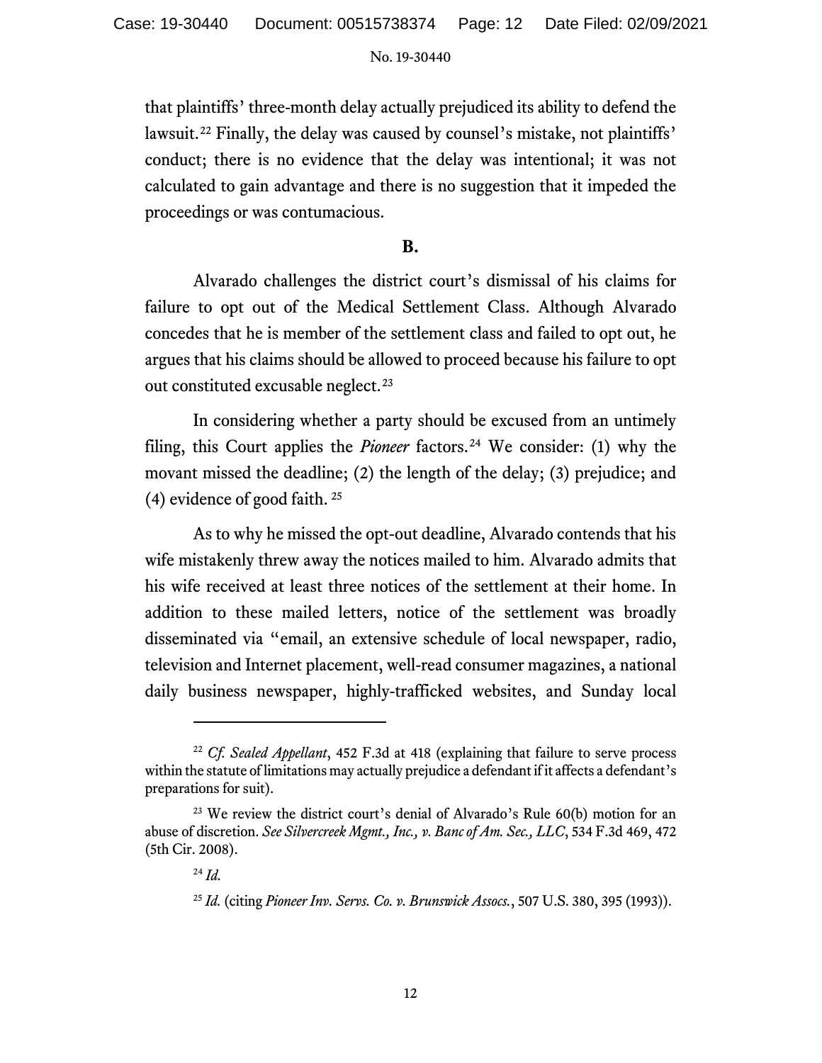that plaintiffs' three-month delay actually prejudiced its ability to defend the lawsuit.[22] Finally, the delay was caused by counsel's mistake, not plaintiffs' conduct; there is no evidence that the delay was intentional; it was not calculated to gain advantage and there is no suggestion that it impeded the proceedings or was contumacious.

**B.**

Alvarado challenges the district court's dismissal of his claims for failure to opt out of the Medical Settlement Class. Although Alvarado concedes that he is member of the settlement class and failed to opt out, he argues that his claims should be allowed to proceed because his failure to opt out constituted excusable neglect.[23]

In considering whether a party should be excused from an untimely filing, this Court applies the *Pioneer* factors.[24] We consider: (1) why the movant missed the deadline; (2) the length of the delay; (3) prejudice; and (4) evidence of good faith.[25]

As to why he missed the opt-out deadline, Alvarado contends that his wife mistakenly threw away the notices mailed to him. Alvarado admits that his wife received at least three notices of the settlement at their home. In addition to these mailed letters, notice of the settlement was broadly disseminated via "email, an extensive schedule of local newspaper, radio, television and Internet placement, well-read consumer magazines, a national daily business newspaper, highly-trafficked websites, and Sunday local

---

[22] *Cf. Sealed Appellant*, 452 F.3d at 418 (explaining that failure to serve process within the statute of limitations may actually prejudice a defendant if it affects a defendant's preparations for suit).

[23] We review the district court's denial of Alvarado's Rule 60(b) motion for an abuse of discretion. *See Silvercreek Mgmt., Inc., v. Banc of Am. Sec., LLC*, 534 F.3d 469, 472 (5th Cir. 2008).

[24] *Id.*

[25] *Id.* (citing *Pioneer Inv. Servs. Co. v. Brunswick Assocs.*, 507 U.S. 380, 395 (1993)).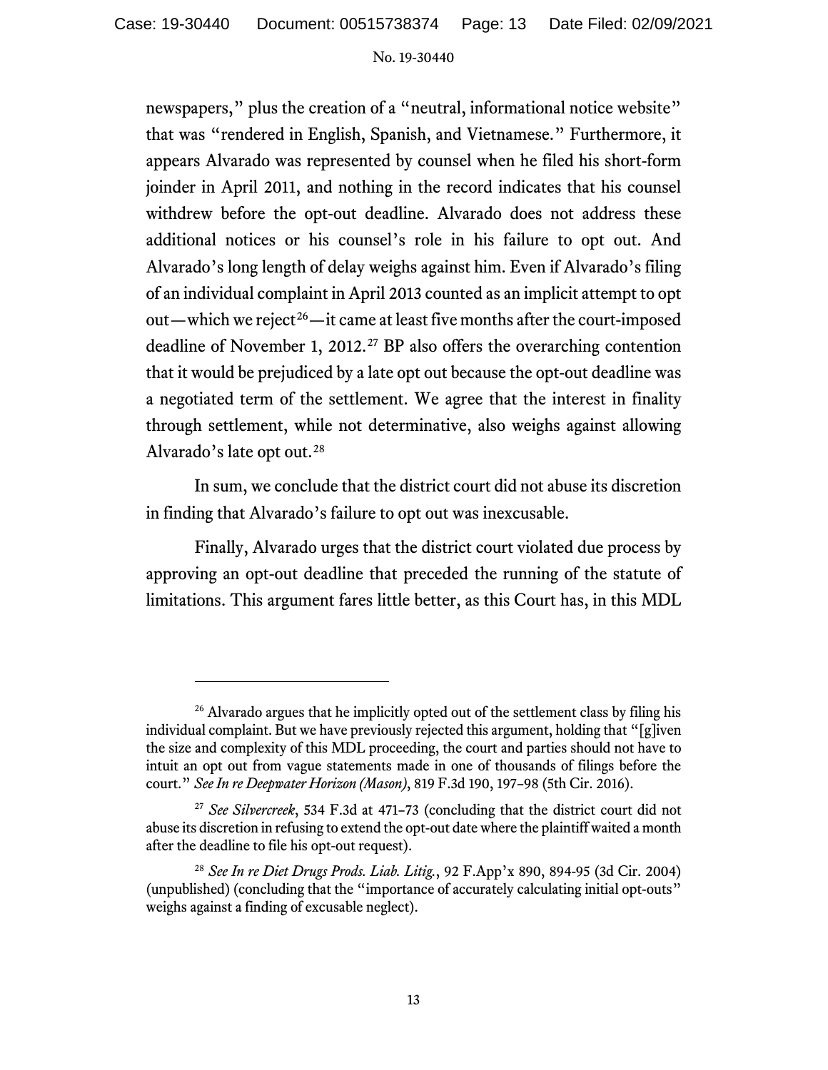newspapers," plus the creation of a "neutral, informational notice website" that was "rendered in English, Spanish, and Vietnamese." Furthermore, it appears Alvarado was represented by counsel when he filed his short-form joinder in April 2011, and nothing in the record indicates that his counsel withdrew before the opt-out deadline. Alvarado does not address these additional notices or his counsel's role in his failure to opt out. And Alvarado's long length of delay weighs against him. Even if Alvarado's filing of an individual complaint in April 2013 counted as an implicit attempt to opt out—which we reject[26]—it came at least five months after the court-imposed deadline of November 1, 2012.[27] BP also offers the overarching contention that it would be prejudiced by a late opt out because the opt-out deadline was a negotiated term of the settlement. We agree that the interest in finality through settlement, while not determinative, also weighs against allowing Alvarado's late opt out.[28]

In sum, we conclude that the district court did not abuse its discretion in finding that Alvarado's failure to opt out was inexcusable.

Finally, Alvarado urges that the district court violated due process by approving an opt-out deadline that preceded the running of the statute of limitations. This argument fares little better, as this Court has, in this MDL

---

[26] Alvarado argues that he implicitly opted out of the settlement class by filing his individual complaint. But we have previously rejected this argument, holding that "[g]iven the size and complexity of this MDL proceeding, the court and parties should not have to intuit an opt out from vague statements made in one of thousands of filings before the court." *See In re Deepwater Horizon (Mason)*, 819 F.3d 190, 197–98 (5th Cir. 2016).

[27] *See Silvercreek*, 534 F.3d at 471–73 (concluding that the district court did not abuse its discretion in refusing to extend the opt-out date where the plaintiff waited a month after the deadline to file his opt-out request).

[28] *See In re Diet Drugs Prods. Liab. Litig.*, 92 F.App'x 890, 894-95 (3d Cir. 2004) (unpublished) (concluding that the "importance of accurately calculating initial opt-outs" weighs against a finding of excusable neglect).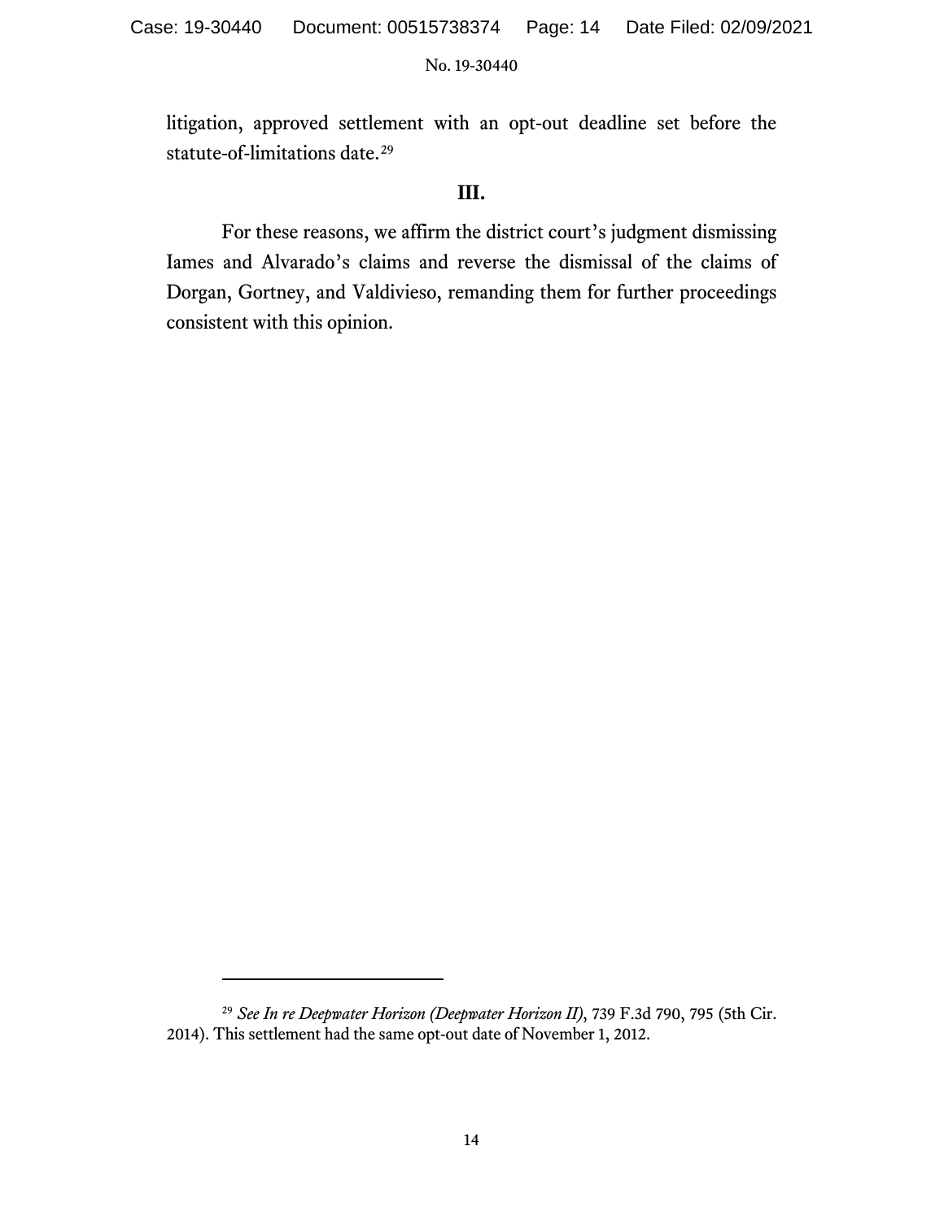litigation, approved settlement with an opt-out deadline set before the statute-of-limitations date.[29]

## III.

For these reasons, we affirm the district court's judgment dismissing Iames and Alvarado's claims and reverse the dismissal of the claims of Dorgan, Gortney, and Valdivieso, remanding them for further proceedings consistent with this opinion.

---

[29] *See In re Deepwater Horizon (Deepwater Horizon II)*, 739 F.3d 790, 795 (5th Cir. 2014). This settlement had the same opt-out date of November 1, 2012.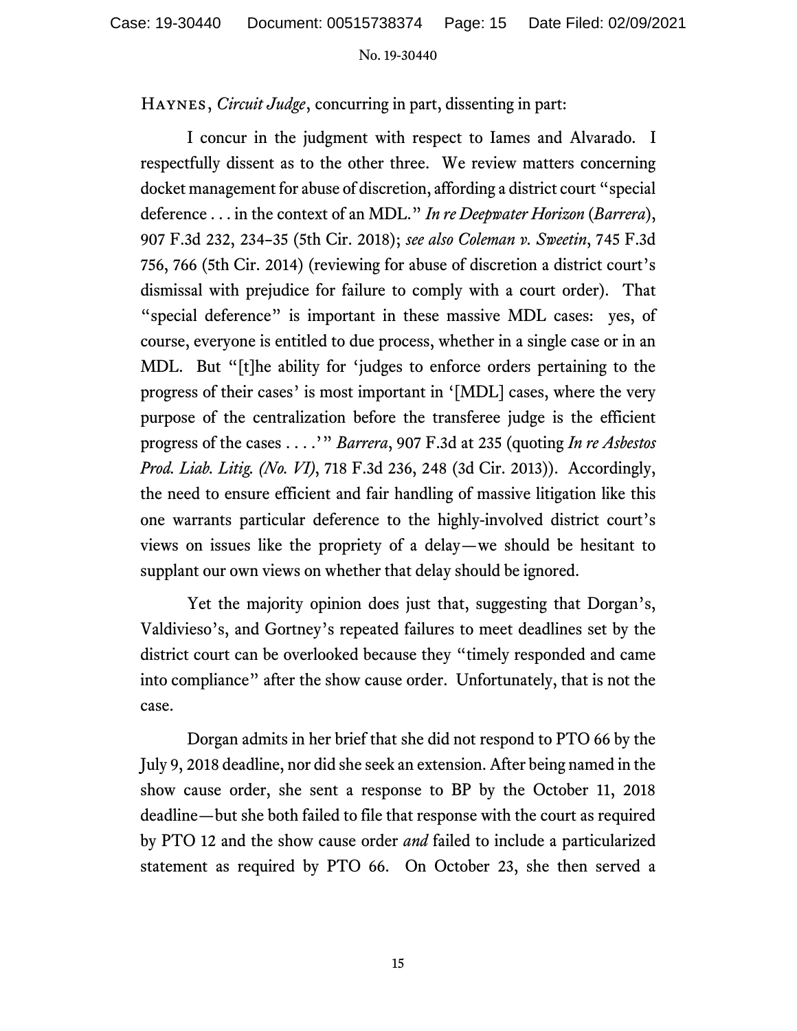Haynes, *Circuit Judge*, concurring in part, dissenting in part:

I concur in the judgment with respect to Iames and Alvarado. I respectfully dissent as to the other three. We review matters concerning docket management for abuse of discretion, affording a district court "special deference . . . in the context of an MDL." *In re Deepwater Horizon* (*Barrera*), 907 F.3d 232, 234–35 (5th Cir. 2018); *see also Coleman v. Sweetin*, 745 F.3d 756, 766 (5th Cir. 2014) (reviewing for abuse of discretion a district court's dismissal with prejudice for failure to comply with a court order). That "special deference" is important in these massive MDL cases: yes, of course, everyone is entitled to due process, whether in a single case or in an MDL. But "[t]he ability for 'judges to enforce orders pertaining to the progress of their cases' is most important in '[MDL] cases, where the very purpose of the centralization before the transferee judge is the efficient progress of the cases . . . .'" *Barrera*, 907 F.3d at 235 (quoting *In re Asbestos Prod. Liab. Litig. (No. VI)*, 718 F.3d 236, 248 (3d Cir. 2013)). Accordingly, the need to ensure efficient and fair handling of massive litigation like this one warrants particular deference to the highly-involved district court's views on issues like the propriety of a delay—we should be hesitant to supplant our own views on whether that delay should be ignored.

Yet the majority opinion does just that, suggesting that Dorgan's, Valdivieso's, and Gortney's repeated failures to meet deadlines set by the district court can be overlooked because they "timely responded and came into compliance" after the show cause order. Unfortunately, that is not the case.

Dorgan admits in her brief that she did not respond to PTO 66 by the July 9, 2018 deadline, nor did she seek an extension. After being named in the show cause order, she sent a response to BP by the October 11, 2018 deadline—but she both failed to file that response with the court as required by PTO 12 and the show cause order *and* failed to include a particularized statement as required by PTO 66. On October 23, she then served a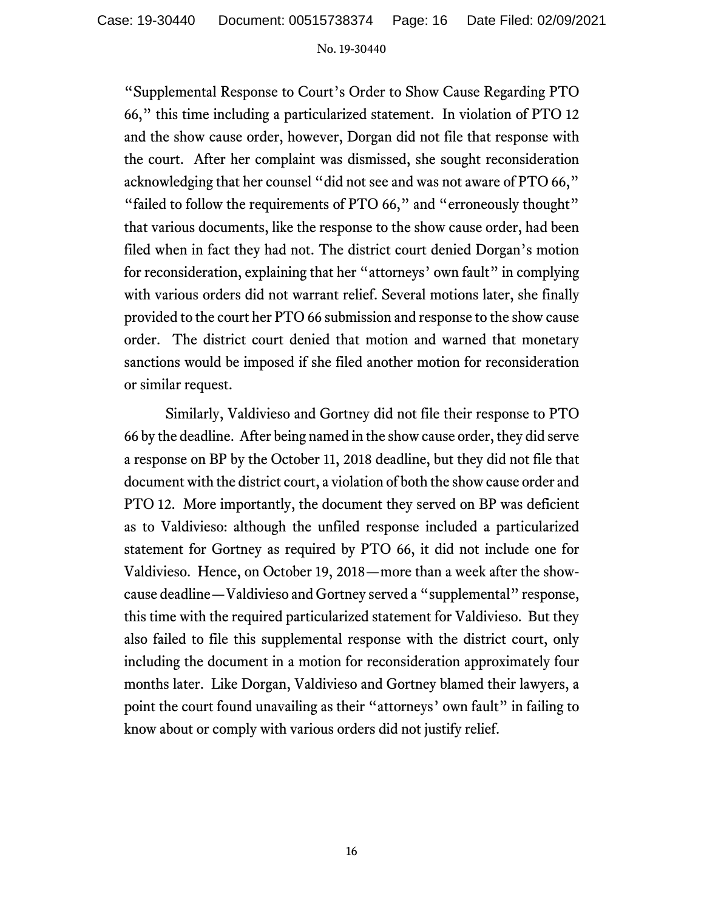"Supplemental Response to Court's Order to Show Cause Regarding PTO 66," this time including a particularized statement. In violation of PTO 12 and the show cause order, however, Dorgan did not file that response with the court. After her complaint was dismissed, she sought reconsideration acknowledging that her counsel "did not see and was not aware of PTO 66," "failed to follow the requirements of PTO 66," and "erroneously thought" that various documents, like the response to the show cause order, had been filed when in fact they had not. The district court denied Dorgan's motion for reconsideration, explaining that her "attorneys' own fault" in complying with various orders did not warrant relief. Several motions later, she finally provided to the court her PTO 66 submission and response to the show cause order. The district court denied that motion and warned that monetary sanctions would be imposed if she filed another motion for reconsideration or similar request.

Similarly, Valdivieso and Gortney did not file their response to PTO 66 by the deadline. After being named in the show cause order, they did serve a response on BP by the October 11, 2018 deadline, but they did not file that document with the district court, a violation of both the show cause order and PTO 12. More importantly, the document they served on BP was deficient as to Valdivieso: although the unfiled response included a particularized statement for Gortney as required by PTO 66, it did not include one for Valdivieso. Hence, on October 19, 2018—more than a week after the show-cause deadline—Valdivieso and Gortney served a "supplemental" response, this time with the required particularized statement for Valdivieso. But they also failed to file this supplemental response with the district court, only including the document in a motion for reconsideration approximately four months later. Like Dorgan, Valdivieso and Gortney blamed their lawyers, a point the court found unavailing as their "attorneys' own fault" in failing to know about or comply with various orders did not justify relief.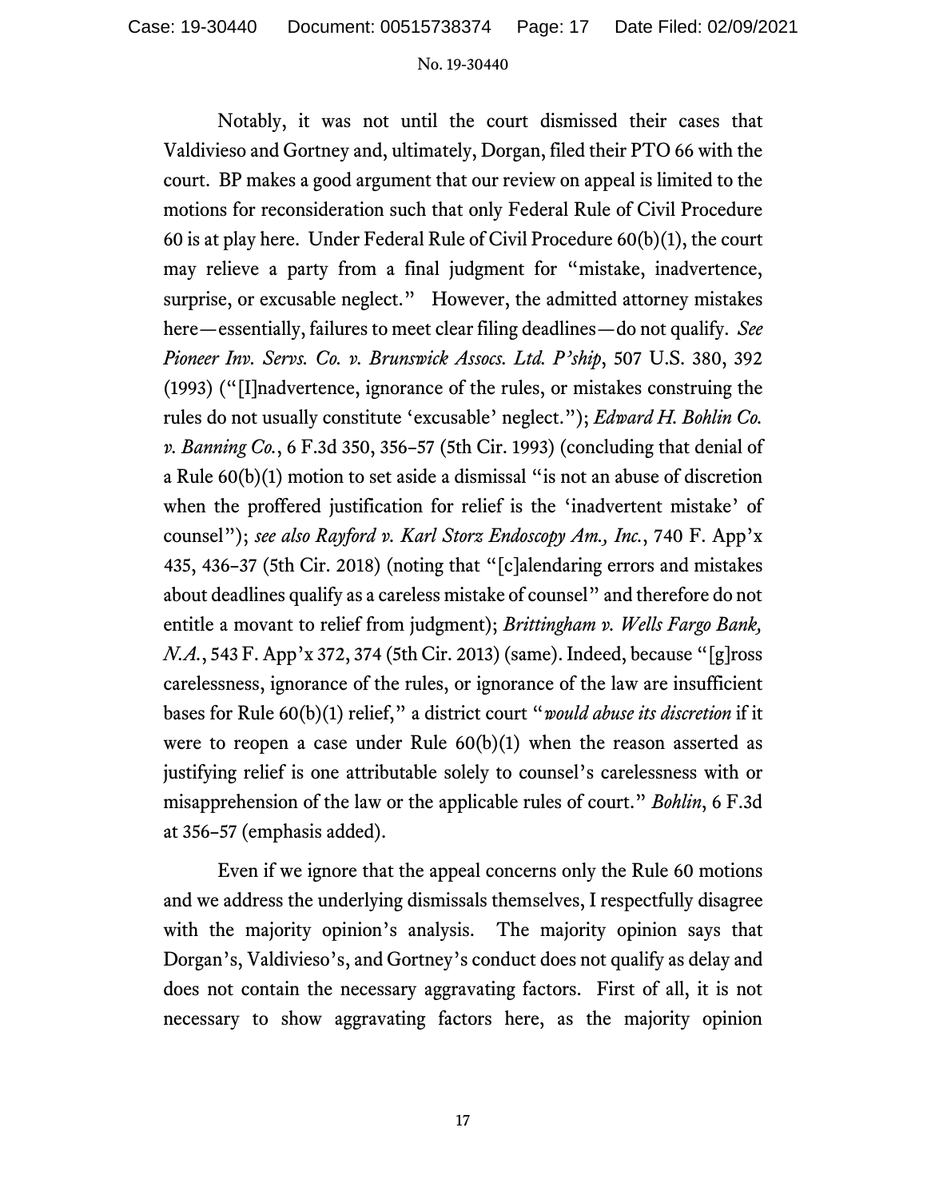Notably, it was not until the court dismissed their cases that Valdivieso and Gortney and, ultimately, Dorgan, filed their PTO 66 with the court. BP makes a good argument that our review on appeal is limited to the motions for reconsideration such that only Federal Rule of Civil Procedure 60 is at play here. Under Federal Rule of Civil Procedure 60(b)(1), the court may relieve a party from a final judgment for "mistake, inadvertence, surprise, or excusable neglect." However, the admitted attorney mistakes here—essentially, failures to meet clear filing deadlines—do not qualify. *See Pioneer Inv. Servs. Co. v. Brunswick Assocs. Ltd. P'ship*, 507 U.S. 380, 392 (1993) ("[I]nadvertence, ignorance of the rules, or mistakes construing the rules do not usually constitute 'excusable' neglect."); *Edward H. Bohlin Co. v. Banning Co.*, 6 F.3d 350, 356–57 (5th Cir. 1993) (concluding that denial of a Rule 60(b)(1) motion to set aside a dismissal "is not an abuse of discretion when the proffered justification for relief is the 'inadvertent mistake' of counsel"); *see also Rayford v. Karl Storz Endoscopy Am., Inc.*, 740 F. App'x 435, 436–37 (5th Cir. 2018) (noting that "[c]alendaring errors and mistakes about deadlines qualify as a careless mistake of counsel" and therefore do not entitle a movant to relief from judgment); *Brittingham v. Wells Fargo Bank, N.A.*, 543 F. App'x 372, 374 (5th Cir. 2013) (same). Indeed, because "[g]ross carelessness, ignorance of the rules, or ignorance of the law are insufficient bases for Rule 60(b)(1) relief," a district court "*would abuse its discretion* if it were to reopen a case under Rule 60(b)(1) when the reason asserted as justifying relief is one attributable solely to counsel's carelessness with or misapprehension of the law or the applicable rules of court." *Bohlin*, 6 F.3d at 356–57 (emphasis added).

Even if we ignore that the appeal concerns only the Rule 60 motions and we address the underlying dismissals themselves, I respectfully disagree with the majority opinion's analysis. The majority opinion says that Dorgan's, Valdivieso's, and Gortney's conduct does not qualify as delay and does not contain the necessary aggravating factors. First of all, it is not necessary to show aggravating factors here, as the majority opinion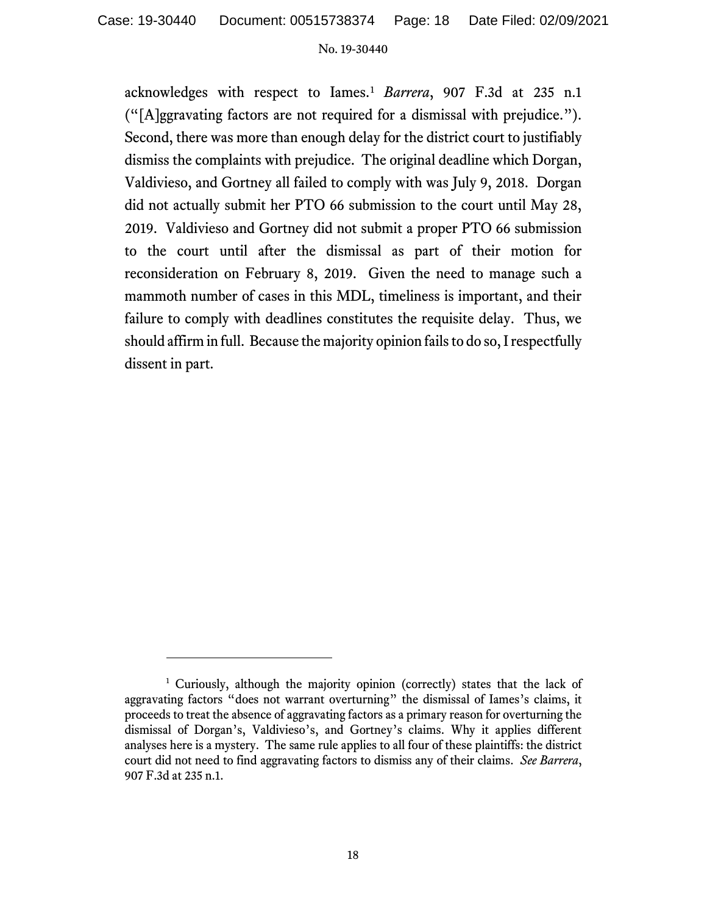acknowledges with respect to Iames.[1] *Barrera*, 907 F.3d at 235 n.1 ("[A]ggravating factors are not required for a dismissal with prejudice."). Second, there was more than enough delay for the district court to justifiably dismiss the complaints with prejudice. The original deadline which Dorgan, Valdivieso, and Gortney all failed to comply with was July 9, 2018. Dorgan did not actually submit her PTO 66 submission to the court until May 28, 2019. Valdivieso and Gortney did not submit a proper PTO 66 submission to the court until after the dismissal as part of their motion for reconsideration on February 8, 2019. Given the need to manage such a mammoth number of cases in this MDL, timeliness is important, and their failure to comply with deadlines constitutes the requisite delay. Thus, we should affirm in full. Because the majority opinion fails to do so, I respectfully dissent in part.

---

[1] Curiously, although the majority opinion (correctly) states that the lack of aggravating factors "does not warrant overturning" the dismissal of Iames's claims, it proceeds to treat the absence of aggravating factors as a primary reason for overturning the dismissal of Dorgan's, Valdivieso's, and Gortney's claims. Why it applies different analyses here is a mystery. The same rule applies to all four of these plaintiffs: the district court did not need to find aggravating factors to dismiss any of their claims. *See Barrera*, 907 F.3d at 235 n.1.